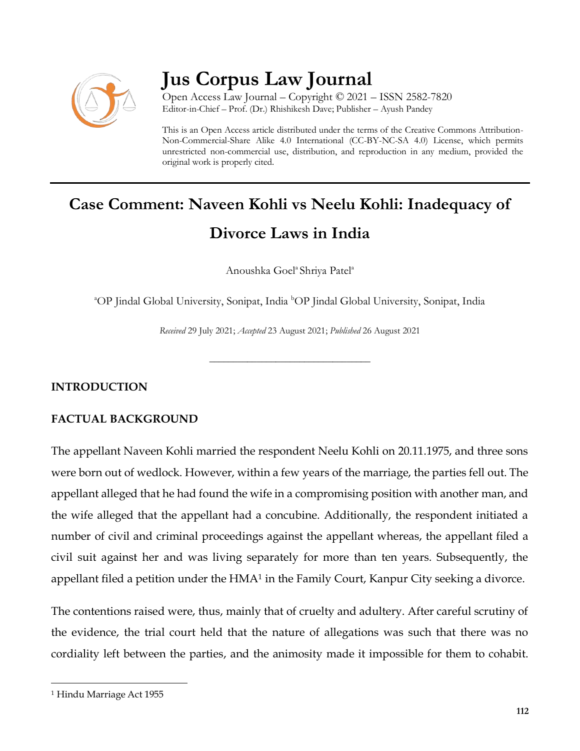# Jus Corpus Law Journal

Open Access Law Journal – Copyright © 2021 – ISSN 2582-7820
Editor-in-Chief – Prof. (Dr.) Rhishikesh Dave; Publisher – Ayush Pandey

This is an Open Access article distributed under the terms of the Creative Commons Attribution-Non-Commercial-Share Alike 4.0 International (CC-BY-NC-SA 4.0) License, which permits unrestricted non-commercial use, distribution, and reproduction in any medium, provided the original work is properly cited.

## Case Comment: Naveen Kohli vs Neelu Kohli: Inadequacy of Divorce Laws in India

Anoushka Goel[a] Shriya Patel[a]

[a]OP Jindal Global University, Sonipat, India [b]OP Jindal Global University, Sonipat, India

*Received* 29 July 2021; *Accepted* 23 August 2021; *Published* 26 August 2021

---

### INTRODUCTION

### FACTUAL BACKGROUND

The appellant Naveen Kohli married the respondent Neelu Kohli on 20.11.1975, and three sons were born out of wedlock. However, within a few years of the marriage, the parties fell out. The appellant alleged that he had found the wife in a compromising position with another man, and the wife alleged that the appellant had a concubine. Additionally, the respondent initiated a number of civil and criminal proceedings against the appellant whereas, the appellant filed a civil suit against her and was living separately for more than ten years. Subsequently, the appellant filed a petition under the HMA[1] in the Family Court, Kanpur City seeking a divorce.

The contentions raised were, thus, mainly that of cruelty and adultery. After careful scrutiny of the evidence, the trial court held that the nature of allegations was such that there was no cordiality left between the parties, and the animosity made it impossible for them to cohabit.

[1] Hindu Marriage Act 1955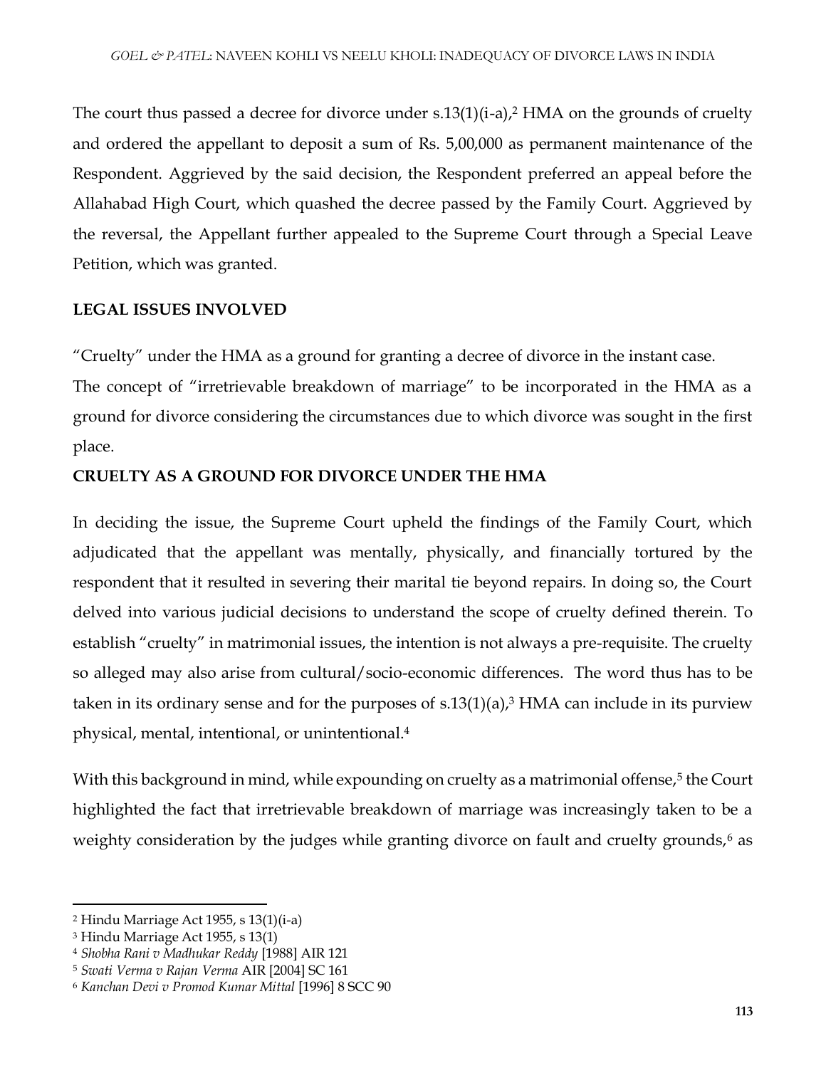The court thus passed a decree for divorce under s.13(1)(i-a),[2] HMA on the grounds of cruelty and ordered the appellant to deposit a sum of Rs. 5,00,000 as permanent maintenance of the Respondent. Aggrieved by the said decision, the Respondent preferred an appeal before the Allahabad High Court, which quashed the decree passed by the Family Court. Aggrieved by the reversal, the Appellant further appealed to the Supreme Court through a Special Leave Petition, which was granted.

**LEGAL ISSUES INVOLVED**

"Cruelty" under the HMA as a ground for granting a decree of divorce in the instant case.

The concept of "irretrievable breakdown of marriage" to be incorporated in the HMA as a ground for divorce considering the circumstances due to which divorce was sought in the first place.

**CRUELTY AS A GROUND FOR DIVORCE UNDER THE HMA**

In deciding the issue, the Supreme Court upheld the findings of the Family Court, which adjudicated that the appellant was mentally, physically, and financially tortured by the respondent that it resulted in severing their marital tie beyond repairs. In doing so, the Court delved into various judicial decisions to understand the scope of cruelty defined therein. To establish "cruelty" in matrimonial issues, the intention is not always a pre-requisite. The cruelty so alleged may also arise from cultural/socio-economic differences. The word thus has to be taken in its ordinary sense and for the purposes of s.13(1)(a),[3] HMA can include in its purview physical, mental, intentional, or unintentional.[4]

With this background in mind, while expounding on cruelty as a matrimonial offense,[5] the Court highlighted the fact that irretrievable breakdown of marriage was increasingly taken to be a weighty consideration by the judges while granting divorce on fault and cruelty grounds,[6] as

[2] Hindu Marriage Act 1955, s 13(1)(i-a)

[3] Hindu Marriage Act 1955, s 13(1)

[4] *Shobha Rani v Madhukar Reddy* [1988] AIR 121

[5] *Swati Verma v Rajan Verma* AIR [2004] SC 161

[6] *Kanchan Devi v Promod Kumar Mittal* [1996] 8 SCC 90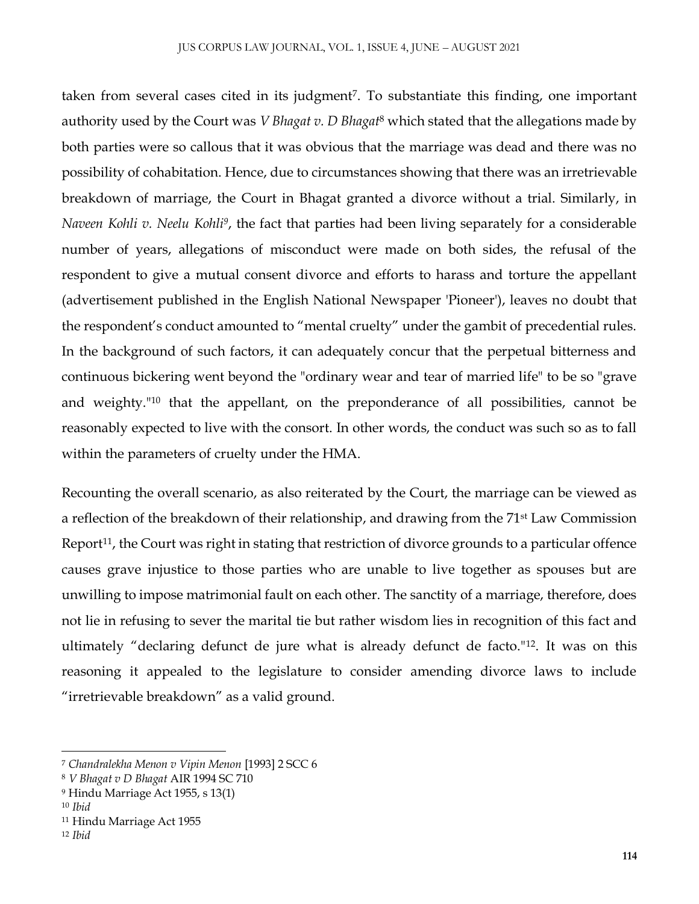taken from several cases cited in its judgment[7]. To substantiate this finding, one important authority used by the Court was *V Bhagat v. D Bhagat*[8] which stated that the allegations made by both parties were so callous that it was obvious that the marriage was dead and there was no possibility of cohabitation. Hence, due to circumstances showing that there was an irretrievable breakdown of marriage, the Court in Bhagat granted a divorce without a trial. Similarly, in *Naveen Kohli v. Neelu Kohli*[9], the fact that parties had been living separately for a considerable number of years, allegations of misconduct were made on both sides, the refusal of the respondent to give a mutual consent divorce and efforts to harass and torture the appellant (advertisement published in the English National Newspaper 'Pioneer'), leaves no doubt that the respondent's conduct amounted to "mental cruelty" under the gambit of precedential rules. In the background of such factors, it can adequately concur that the perpetual bitterness and continuous bickering went beyond the "ordinary wear and tear of married life" to be so "grave and weighty."[10] that the appellant, on the preponderance of all possibilities, cannot be reasonably expected to live with the consort. In other words, the conduct was such so as to fall within the parameters of cruelty under the HMA.

Recounting the overall scenario, as also reiterated by the Court, the marriage can be viewed as a reflection of the breakdown of their relationship, and drawing from the 71st Law Commission Report[11], the Court was right in stating that restriction of divorce grounds to a particular offence causes grave injustice to those parties who are unable to live together as spouses but are unwilling to impose matrimonial fault on each other. The sanctity of a marriage, therefore, does not lie in refusing to sever the marital tie but rather wisdom lies in recognition of this fact and ultimately "declaring defunct de jure what is already defunct de facto."[12]. It was on this reasoning it appealed to the legislature to consider amending divorce laws to include "irretrievable breakdown" as a valid ground.

---

[7] *Chandralekha Menon v Vipin Menon* [1993] 2 SCC 6

[8] *V Bhagat v D Bhagat* AIR 1994 SC 710

[9] Hindu Marriage Act 1955, s 13(1)

[10] *Ibid*

[11] Hindu Marriage Act 1955

[12] *Ibid*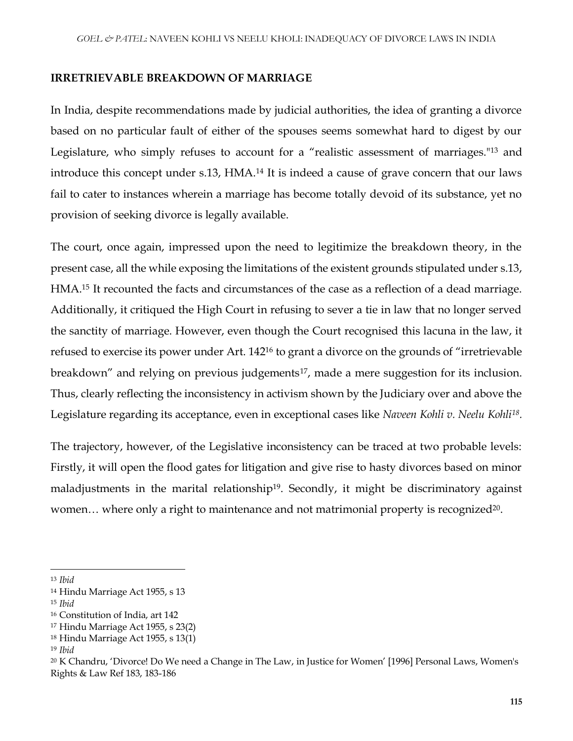**IRRETRIEVABLE BREAKDOWN OF MARRIAGE**

In India, despite recommendations made by judicial authorities, the idea of granting a divorce based on no particular fault of either of the spouses seems somewhat hard to digest by our Legislature, who simply refuses to account for a "realistic assessment of marriages."[13] and introduce this concept under s.13, HMA.[14] It is indeed a cause of grave concern that our laws fail to cater to instances wherein a marriage has become totally devoid of its substance, yet no provision of seeking divorce is legally available.

The court, once again, impressed upon the need to legitimize the breakdown theory, in the present case, all the while exposing the limitations of the existent grounds stipulated under s.13, HMA.[15] It recounted the facts and circumstances of the case as a reflection of a dead marriage. Additionally, it critiqued the High Court in refusing to sever a tie in law that no longer served the sanctity of marriage. However, even though the Court recognised this lacuna in the law, it refused to exercise its power under Art. 142[16] to grant a divorce on the grounds of "irretrievable breakdown" and relying on previous judgements[17], made a mere suggestion for its inclusion. Thus, clearly reflecting the inconsistency in activism shown by the Judiciary over and above the Legislature regarding its acceptance, even in exceptional cases like *Naveen Kohli v. Neelu Kohli*[18].

The trajectory, however, of the Legislative inconsistency can be traced at two probable levels: Firstly, it will open the flood gates for litigation and give rise to hasty divorces based on minor maladjustments in the marital relationship[19]. Secondly, it might be discriminatory against women… where only a right to maintenance and not matrimonial property is recognized[20].

---

[13] *Ibid*

[14] Hindu Marriage Act 1955, s 13

[15] *Ibid*

[16] Constitution of India, art 142

[17] Hindu Marriage Act 1955, s 23(2)

[18] Hindu Marriage Act 1955, s 13(1)

[19] *Ibid*

[20] K Chandru, 'Divorce! Do We need a Change in The Law, in Justice for Women' [1996] Personal Laws, Women's Rights & Law Ref 183, 183-186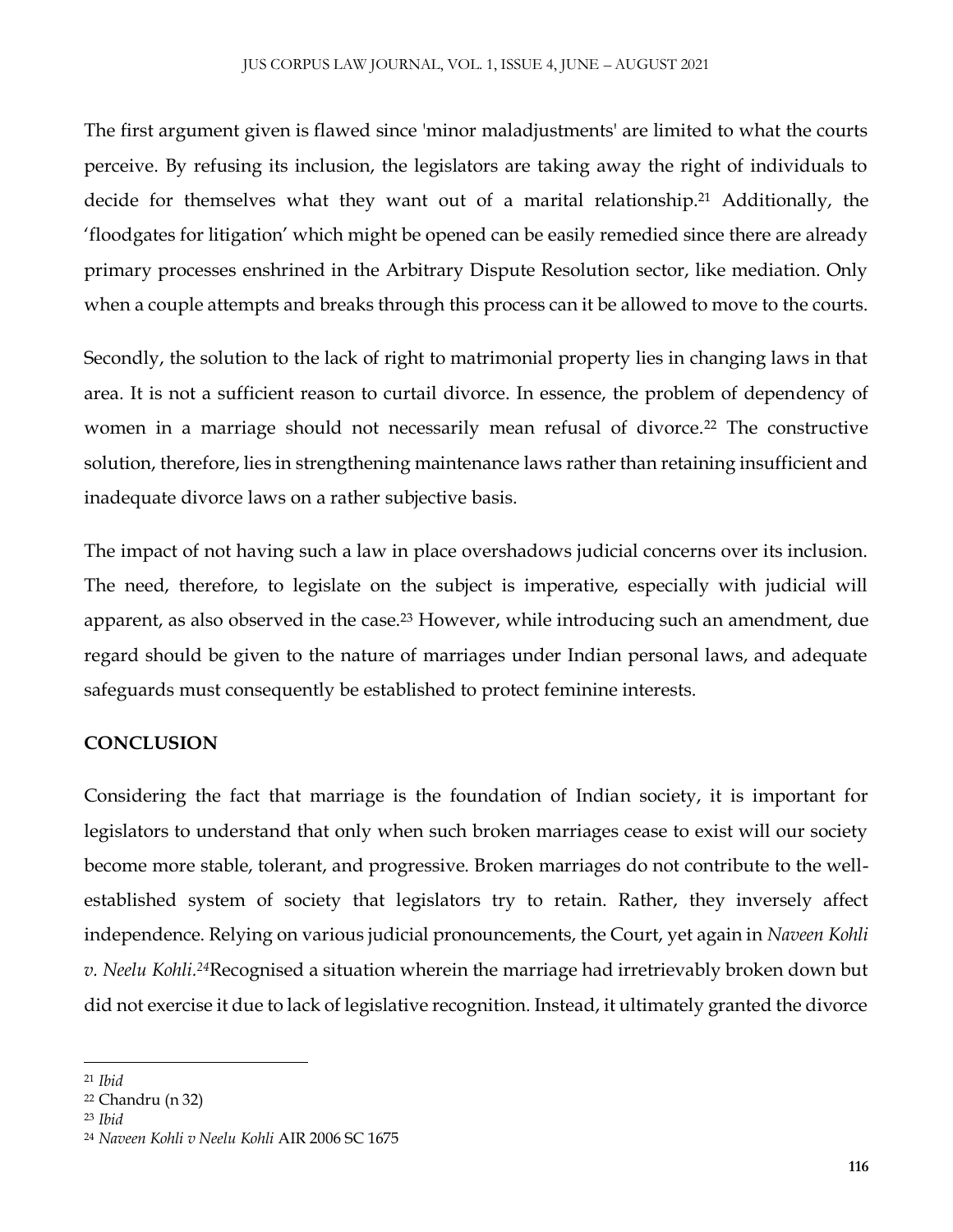The first argument given is flawed since 'minor maladjustments' are limited to what the courts perceive. By refusing its inclusion, the legislators are taking away the right of individuals to decide for themselves what they want out of a marital relationship.[21] Additionally, the 'floodgates for litigation' which might be opened can be easily remedied since there are already primary processes enshrined in the Arbitrary Dispute Resolution sector, like mediation. Only when a couple attempts and breaks through this process can it be allowed to move to the courts.

Secondly, the solution to the lack of right to matrimonial property lies in changing laws in that area. It is not a sufficient reason to curtail divorce. In essence, the problem of dependency of women in a marriage should not necessarily mean refusal of divorce.[22] The constructive solution, therefore, lies in strengthening maintenance laws rather than retaining insufficient and inadequate divorce laws on a rather subjective basis.

The impact of not having such a law in place overshadows judicial concerns over its inclusion. The need, therefore, to legislate on the subject is imperative, especially with judicial will apparent, as also observed in the case.[23] However, while introducing such an amendment, due regard should be given to the nature of marriages under Indian personal laws, and adequate safeguards must consequently be established to protect feminine interests.

**CONCLUSION**

Considering the fact that marriage is the foundation of Indian society, it is important for legislators to understand that only when such broken marriages cease to exist will our society become more stable, tolerant, and progressive. Broken marriages do not contribute to the well-established system of society that legislators try to retain. Rather, they inversely affect independence. Relying on various judicial pronouncements, the Court, yet again in *Naveen Kohli v. Neelu Kohli*.[24]Recognised a situation wherein the marriage had irretrievably broken down but did not exercise it due to lack of legislative recognition. Instead, it ultimately granted the divorce

---

[21] *Ibid*

[22] Chandru (n 32)

[23] *Ibid*

[24] *Naveen Kohli v Neelu Kohli* AIR 2006 SC 1675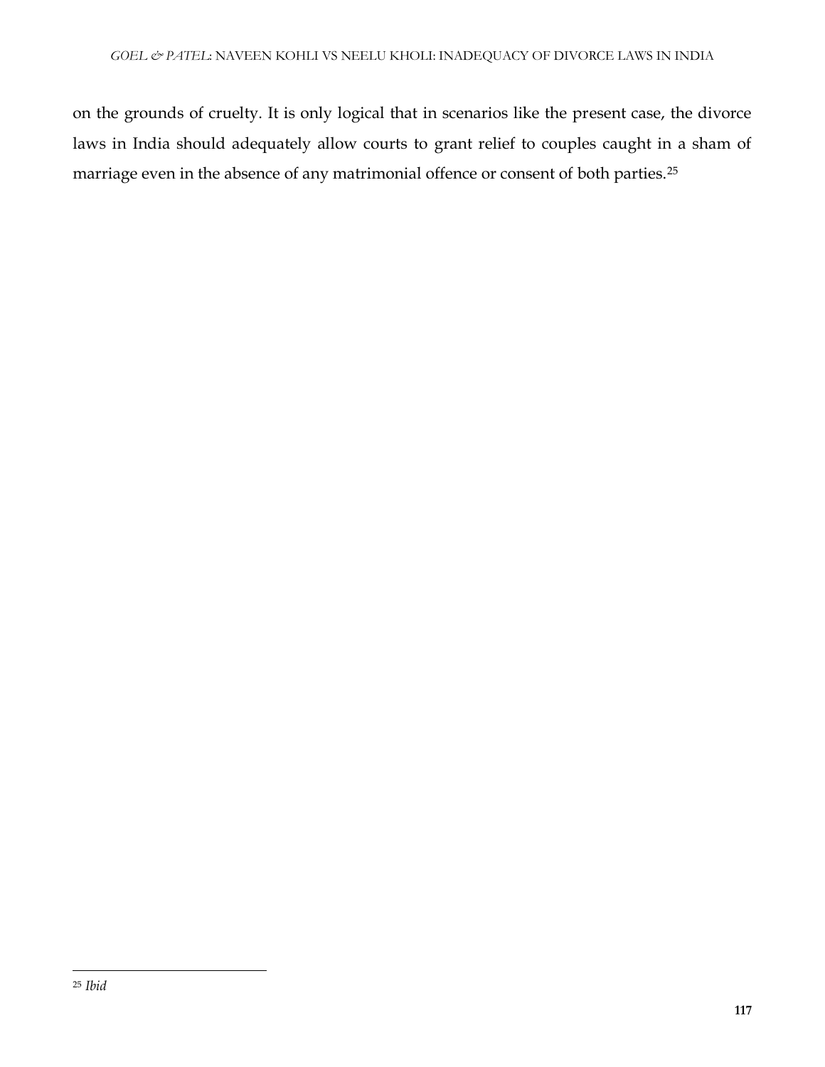on the grounds of cruelty. It is only logical that in scenarios like the present case, the divorce laws in India should adequately allow courts to grant relief to couples caught in a sham of marriage even in the absence of any matrimonial offence or consent of both parties.[25]

---

[25] *Ibid*